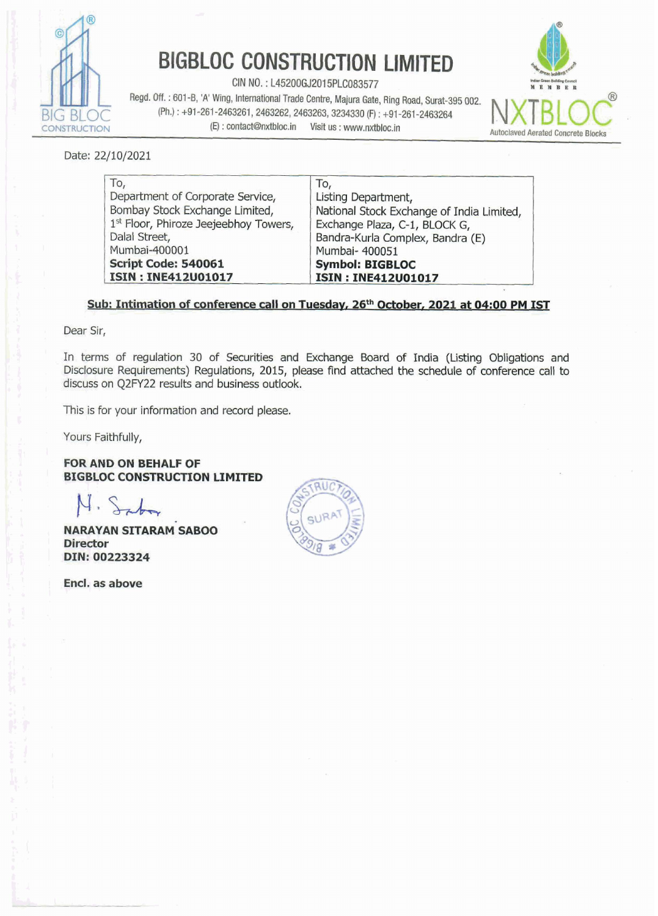# BIGBLOC CONSTRUCTION LIMITED

CIN NO. : L45200GJ2015PLC083577

Regd. Off. : 601-B, 'A' Wing, International Trade Centre, Majura Gate, Ring Road, Surat-395 002.
(Ph.) : +91-261-2463261, 2463262, 2463263, 3234330 (F) : +91-261-2463264
(E) : contact@nxtbloc.in Visit us : www.nxtbloc.in

Date: 22/10/2021

| To,<br>Department of Corporate Service,<br>Bombay Stock Exchange Limited,<br>1st Floor, Phiroze Jeejeebhoy Towers,<br>Dalal Street,<br>Mumbai-400001<br>**Script Code: 540061**<br>**ISIN : INE412U01017** | To,<br>Listing Department,<br>National Stock Exchange of India Limited,<br>Exchange Plaza, C-1, BLOCK G,<br>Bandra-Kurla Complex, Bandra (E)<br>Mumbai- 400051<br>**Symbol: BIGBLOC**<br>**ISIN : INE412U01017** |
|---|---|

**Sub: Intimation of conference call on Tuesday, 26th October, 2021 at 04:00 PM IST**

Dear Sir,

In terms of regulation 30 of Securities and Exchange Board of India (Listing Obligations and Disclosure Requirements) Regulations, 2015, please find attached the schedule of conference call to discuss on Q2FY22 results and business outlook.

This is for your information and record please.

Yours Faithfully,

**FOR AND ON BEHALF OF**
**BIGBLOC CONSTRUCTION LIMITED**

**NARAYAN SITARAM SABOO**
**Director**
**DIN: 00223324**

**Encl. as above**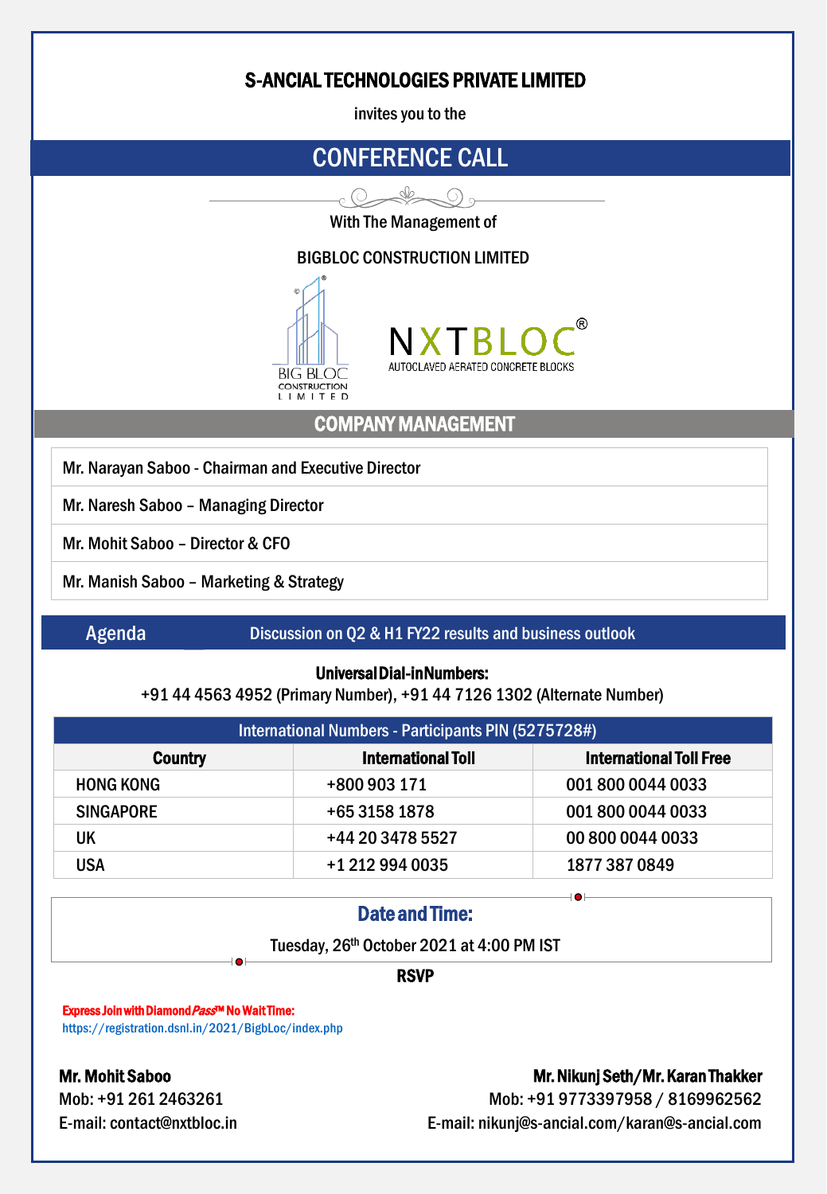# S-ANCIAL TECHNOLOGIES PRIVATE LIMITED

invites you to the

## CONFERENCE CALL

With The Management of

BIGBLOC CONSTRUCTION LIMITED

BIG BLOC CONSTRUCTION LIMITED

NXTBLOC® AUTOCLAVED AERATED CONCRETE BLOCKS

## COMPANY MANAGEMENT

| |
|---|
| Mr. Narayan Saboo - Chairman and Executive Director |
| Mr. Naresh Saboo – Managing Director |
| Mr. Mohit Saboo – Director & CFO |
| Mr. Manish Saboo – Marketing & Strategy |

**Agenda** Discussion on Q2 & H1 FY22 results and business outlook

**Universal Dial-in Numbers:**
+91 44 4563 4952 (Primary Number), +91 44 7126 1302 (Alternate Number)

International Numbers - Participants PIN (5275728#)

| Country | International Toll | International Toll Free |
|---|---|---|
| HONG KONG | +800 903 171 | 001 800 0044 0033 |
| SINGAPORE | +65 3158 1878 | 001 800 0044 0033 |
| UK | +44 20 3478 5527 | 00 800 0044 0033 |
| USA | +1 212 994 0035 | 1877 387 0849 |

**Date and Time:**

Tuesday, 26th October 2021 at 4:00 PM IST

**RSVP**

**Express Join with Diamond*Pass*™ No Wait Time:**
https://registration.dsnl.in/2021/BigbLoc/index.php

**Mr. Mohit Saboo**
Mob: +91 261 2463261
E-mail: contact@nxtbloc.in

**Mr. Nikunj Seth/Mr. Karan Thakker**
Mob: +91 9773397958 / 8169962562
E-mail: nikunj@s-ancial.com/karan@s-ancial.com